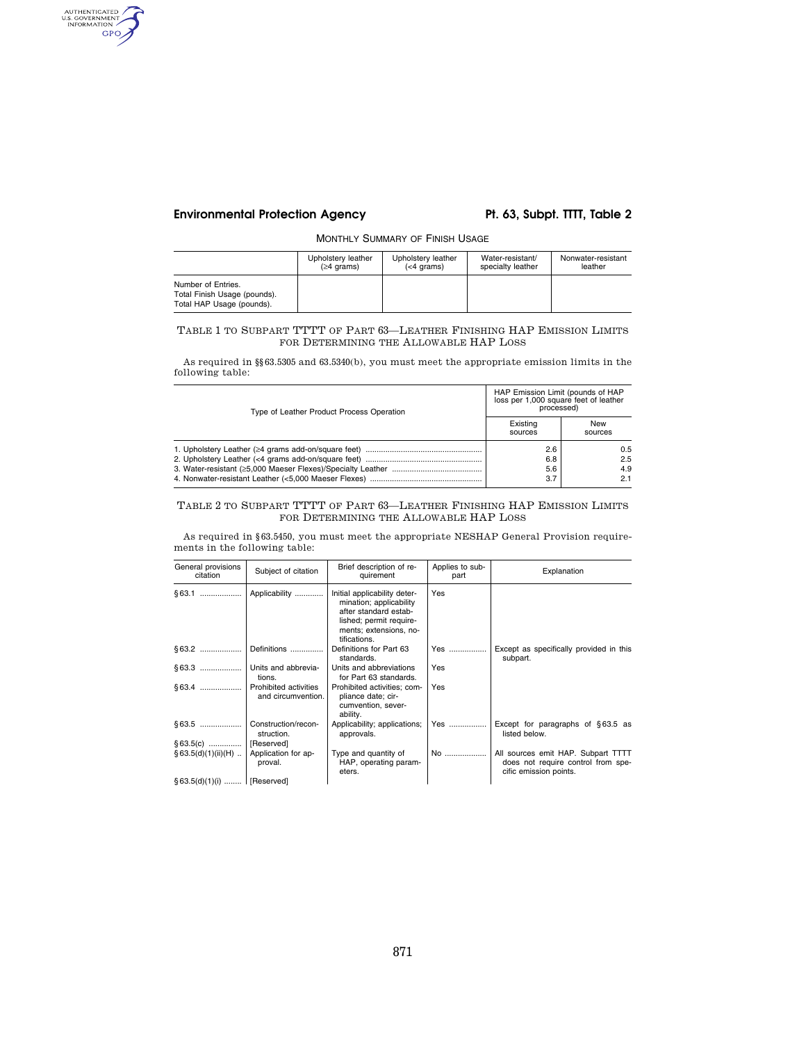MONTHLY SUMMARY OF FINISH USAGE

| | Upholstery leather (≥4 grams) | Upholstery leather (<4 grams) | Water-resistant/ specialty leather | Nonwater-resistant leather |
|---|---|---|---|---|
| Number of Entries.<br>Total Finish Usage (pounds).<br>Total HAP Usage (pounds). | | | | |

## TABLE 1 TO SUBPART TTTT OF PART 63—LEATHER FINISHING HAP EMISSION LIMITS FOR DETERMINING THE ALLOWABLE HAP LOSS

As required in §§ 63.5305 and 63.5340(b), you must meet the appropriate emission limits in the following table:

| Type of Leather Product Process Operation | HAP Emission Limit (pounds of HAP loss per 1,000 square feet of leather processed) | |
|---|---|---|
| | Existing sources | New sources |
| 1. Upholstery Leather (≥4 grams add-on/square feet) | 2.6 | 0.5 |
| 2. Upholstery Leather (<4 grams add-on/square feet) | 6.8 | 2.5 |
| 3. Water-resistant (≥5,000 Maeser Flexes)/Specialty Leather | 5.6 | 4.9 |
| 4. Nonwater-resistant Leather (<5,000 Maeser Flexes) | 3.7 | 2.1 |

## TABLE 2 TO SUBPART TTTT OF PART 63—LEATHER FINISHING HAP EMISSION LIMITS FOR DETERMINING THE ALLOWABLE HAP LOSS

As required in § 63.5450, you must meet the appropriate NESHAP General Provision requirements in the following table:

| General provisions citation | Subject of citation | Brief description of requirement | Applies to subpart | Explanation |
|---|---|---|---|---|
| § 63.1 | Applicability | Initial applicability determination; applicability after standard established; permit requirements; extensions, notifications. | Yes | |
| § 63.2 | Definitions | Definitions for Part 63 standards. | Yes | Except as specifically provided in this subpart. |
| § 63.3 | Units and abbreviations. | Units and abbreviations for Part 63 standards. | Yes | |
| § 63.4 | Prohibited activities and circumvention. | Prohibited activities; compliance date; circumvention, severability. | Yes | |
| § 63.5 | Construction/reconstruction. | Applicability; applications; approvals. | Yes | Except for paragraphs of § 63.5 as listed below. |
| § 63.5(c) | [Reserved] | | | |
| § 63.5(d)(1)(ii)(H) | Application for approval. | Type and quantity of HAP, operating parameters. | No | All sources emit HAP. Subpart TTTT does not require control from specific emission points. |
| § 63.5(d)(1)(i) | [Reserved] | | | |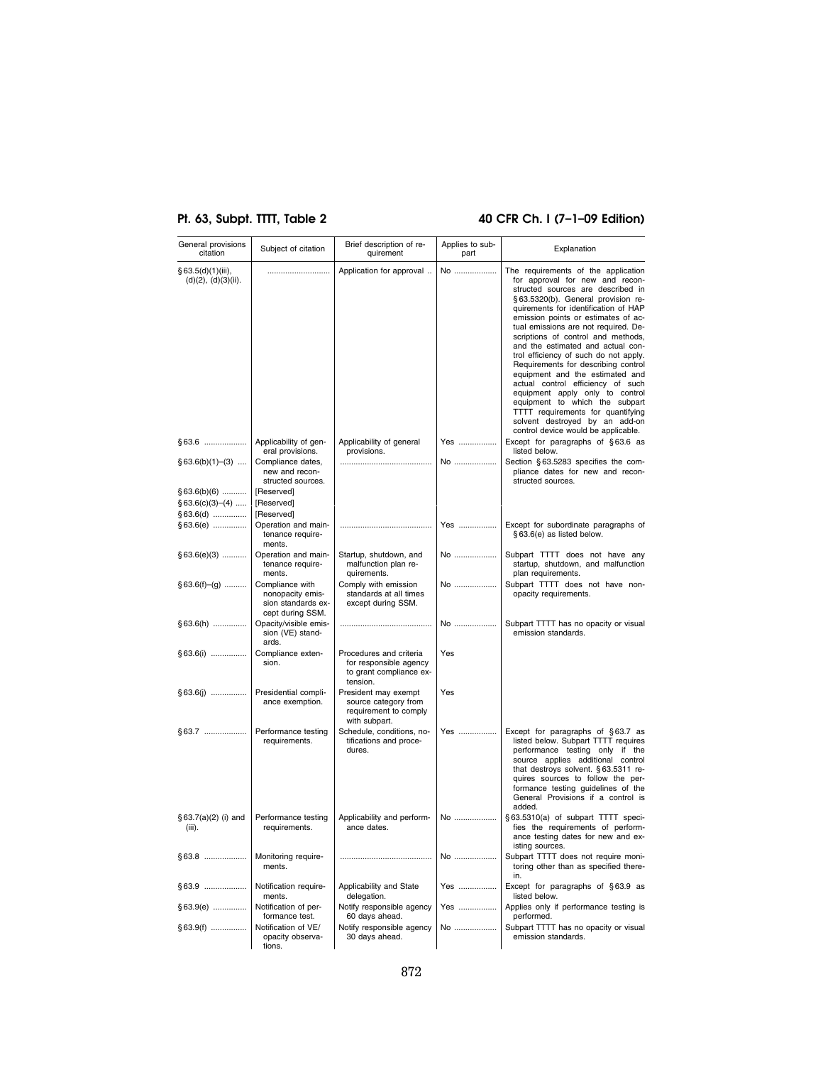| General provisions citation | Subject of citation | Brief description of requirement | Applies to subpart | Explanation |
|---|---|---|---|---|
| §63.5(d)(1)(iii), (d)(2), (d)(3)(ii). | ............................ | Application for approval .. | No ................... | The requirements of the application for approval for new and reconstructed sources are described in §63.5320(b). General provision requirements for identification of HAP emission points or estimates of actual emissions are not required. Descriptions of control and methods, and the estimated and actual control efficiency of such do not apply. Requirements for describing control equipment and the estimated and actual control efficiency of such equipment apply only to control equipment to which the subpart TTTT requirements for quantifying solvent destroyed by an add-on control device would be applicable. |
| §63.6 ................... | Applicability of general provisions. | Applicability of general provisions. | Yes ................. | Except for paragraphs of §63.6 as listed below. |
| §63.6(b)(1)–(3) .... | Compliance dates, new and reconstructed sources. | ......................................... | No ................... | Section §63.5283 specifies the compliance dates for new and reconstructed sources. |
| §63.6(b)(6) ........... | [Reserved] | | | |
| §63.6(c)(3)–(4) ..... | [Reserved] | | | |
| §63.6(d) ............... | [Reserved] | | | |
| §63.6(e) ............... | Operation and maintenance requirements. | ......................................... | Yes ................. | Except for subordinate paragraphs of §63.6(e) as listed below. |
| §63.6(e)(3) ........... | Operation and maintenance requirements. | Startup, shutdown, and malfunction plan requirements. | No ................... | Subpart TTTT does not have any startup, shutdown, and malfunction plan requirements. |
| §63.6(f)–(g) .......... | Compliance with nonopacity emission standards except during SSM. | Comply with emission standards at all times except during SSM. | No ................... | Subpart TTTT does not have nonopacity requirements. |
| §63.6(h) ............... | Opacity/visible emission (VE) standards. | ......................................... | No ................... | Subpart TTTT has no opacity or visual emission standards. |
| §63.6(i) ................ | Compliance extension. | Procedures and criteria for responsible agency to grant compliance extension. | Yes | |
| §63.6(j) ................ | Presidential compliance exemption. | President may exempt source category from requirement to comply with subpart. | Yes | |
| §63.7 ................... | Performance testing requirements. | Schedule, conditions, notifications and procedures. | Yes ................. | Except for paragraphs of §63.7 as listed below. Subpart TTTT requires performance testing only if the source applies additional control that destroys solvent. §63.5311 requires sources to follow the performance testing guidelines of the General Provisions if a control is added. |
| §63.7(a)(2) (i) and (iii). | Performance testing requirements. | Applicability and performance dates. | No ................... | §63.5310(a) of subpart TTTT specifies the requirements of performance testing dates for new and existing sources. |
| §63.8 ................... | Monitoring requirements. | ......................................... | No ................... | Subpart TTTT does not require monitoring other than as specified therein. |
| §63.9 ................... | Notification requirements. | Applicability and State delegation. | Yes ................. | Except for paragraphs of §63.9 as listed below. |
| §63.9(e) ............... | Notification of performance test. | Notify responsible agency 60 days ahead. | Yes ................. | Applies only if performance testing is performed. |
| §63.9(f) ................ | Notification of VE/opacity observations. | Notify responsible agency 30 days ahead. | No ................... | Subpart TTTT has no opacity or visual emission standards. |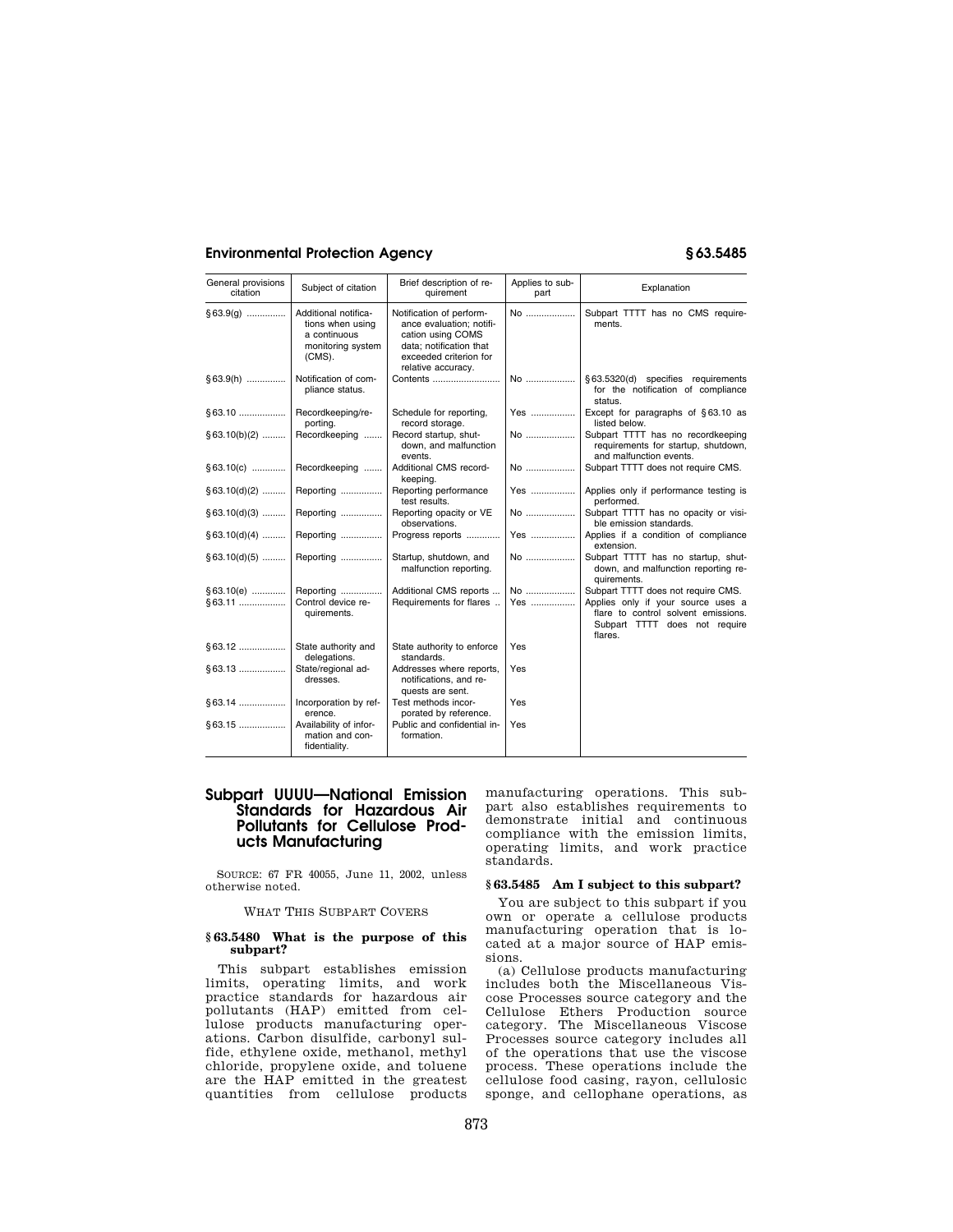| General provisions citation | Subject of citation | Brief description of requirement | Applies to subpart | Explanation |
|---|---|---|---|---|
| §63.9(g) | Additional notifications when using a continuous monitoring system (CMS). | Notification of performance evaluation; notification using COMS data; notification that exceeded criterion for relative accuracy. | No | Subpart TTTT has no CMS requirements. |
| §63.9(h) | Notification of compliance status. | Contents | No | §63.5320(d) specifies requirements for the notification of compliance status. |
| §63.10 | Recordkeeping/reporting. | Schedule for reporting, record storage. | Yes | Except for paragraphs of §63.10 as listed below. |
| §63.10(b)(2) | Recordkeeping | Record startup, shutdown, and malfunction events. | No | Subpart TTTT has no recordkeeping requirements for startup, shutdown, and malfunction events. |
| §63.10(c) | Recordkeeping | Additional CMS recordkeeping. | No | Subpart TTTT does not require CMS. |
| §63.10(d)(2) | Reporting | Reporting performance test results. | Yes | Applies only if performance testing is performed. |
| §63.10(d)(3) | Reporting | Reporting opacity or VE observations. | No | Subpart TTTT has no opacity or visible emission standards. |
| §63.10(d)(4) | Reporting | Progress reports | Yes | Applies if a condition of compliance extension. |
| §63.10(d)(5) | Reporting | Startup, shutdown, and malfunction reporting. | No | Subpart TTTT has no startup, shutdown, and malfunction reporting requirements. |
| §63.10(e) | Reporting | Additional CMS reports | No | Subpart TTTT does not require CMS. |
| §63.11 | Control device requirements. | Requirements for flares | Yes | Applies only if your source uses a flare to control solvent emissions. Subpart TTTT does not require flares. |
| §63.12 | State authority and delegations. | State authority to enforce standards. | Yes | |
| §63.13 | State/regional addresses. | Addresses where reports, notifications, and requests are sent. | Yes | |
| §63.14 | Incorporation by reference. | Test methods incorporated by reference. | Yes | |
| §63.15 | Availability of information and confidentiality. | Public and confidential information. | Yes | |

# Subpart UUUU—National Emission Standards for Hazardous Air Pollutants for Cellulose Products Manufacturing

SOURCE: 67 FR 40055, June 11, 2002, unless otherwise noted.

WHAT THIS SUBPART COVERS

### § 63.5480 What is the purpose of this subpart?

This subpart establishes emission limits, operating limits, and work practice standards for hazardous air pollutants (HAP) emitted from cellulose products manufacturing operations. Carbon disulfide, carbonyl sulfide, ethylene oxide, methanol, methyl chloride, propylene oxide, and toluene are the HAP emitted in the greatest quantities from cellulose products manufacturing operations. This subpart also establishes requirements to demonstrate initial and continuous compliance with the emission limits, operating limits, and work practice standards.

### § 63.5485 Am I subject to this subpart?

You are subject to this subpart if you own or operate a cellulose products manufacturing operation that is located at a major source of HAP emissions.

(a) Cellulose products manufacturing includes both the Miscellaneous Viscose Processes source category and the Cellulose Ethers Production source category. The Miscellaneous Viscose Processes source category includes all of the operations that use the viscose process. These operations include the cellulose food casing, rayon, cellulosic sponge, and cellophane operations, as